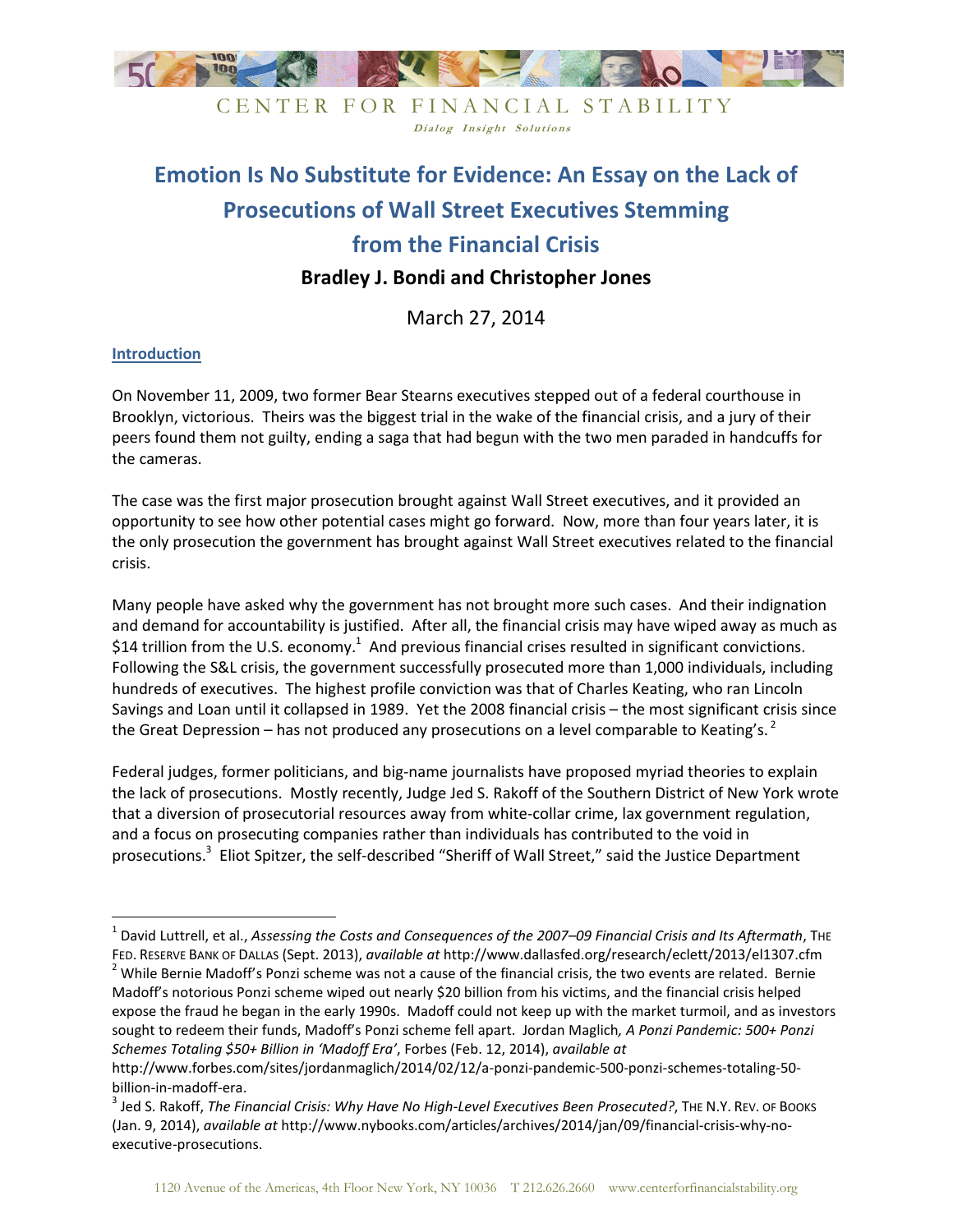CENTER FOR FINANCIAL STABILITY

*Dialog Insight Solutions*

# Emotion Is No Substitute for Evidence: An Essay on the Lack of Prosecutions of Wall Street Executives Stemming from the Financial Crisis

**Bradley J. Bondi and Christopher Jones**

March 27, 2014

## Introduction

On November 11, 2009, two former Bear Stearns executives stepped out of a federal courthouse in Brooklyn, victorious. Theirs was the biggest trial in the wake of the financial crisis, and a jury of their peers found them not guilty, ending a saga that had begun with the two men paraded in handcuffs for the cameras.

The case was the first major prosecution brought against Wall Street executives, and it provided an opportunity to see how other potential cases might go forward. Now, more than four years later, it is the only prosecution the government has brought against Wall Street executives related to the financial crisis.

Many people have asked why the government has not brought more such cases. And their indignation and demand for accountability is justified. After all, the financial crisis may have wiped away as much as $14 trillion from the U.S. economy.[1] And previous financial crises resulted in significant convictions. Following the S&L crisis, the government successfully prosecuted more than 1,000 individuals, including hundreds of executives. The highest profile conviction was that of Charles Keating, who ran Lincoln Savings and Loan until it collapsed in 1989. Yet the 2008 financial crisis – the most significant crisis since the Great Depression – has not produced any prosecutions on a level comparable to Keating's.[2]

Federal judges, former politicians, and big-name journalists have proposed myriad theories to explain the lack of prosecutions. Mostly recently, Judge Jed S. Rakoff of the Southern District of New York wrote that a diversion of prosecutorial resources away from white-collar crime, lax government regulation, and a focus on prosecuting companies rather than individuals has contributed to the void in prosecutions.[3] Eliot Spitzer, the self-described "Sheriff of Wall Street," said the Justice Department

---

[1] David Luttrell, et al., *Assessing the Costs and Consequences of the 2007–09 Financial Crisis and Its Aftermath*, THE FED. RESERVE BANK OF DALLAS (Sept. 2013), *available at* http://www.dallasfed.org/research/eclett/2013/el1307.cfm

[2] While Bernie Madoff's Ponzi scheme was not a cause of the financial crisis, the two events are related. Bernie Madoff's notorious Ponzi scheme wiped out nearly $20 billion from his victims, and the financial crisis helped expose the fraud he began in the early 1990s. Madoff could not keep up with the market turmoil, and as investors sought to redeem their funds, Madoff's Ponzi scheme fell apart. Jordan Maglich*, A Ponzi Pandemic: 500+ Ponzi Schemes Totaling $50+ Billion in 'Madoff Era'*, Forbes (Feb. 12, 2014), *available at* http://www.forbes.com/sites/jordanmaglich/2014/02/12/a-ponzi-pandemic-500-ponzi-schemes-totaling-50-billion-in-madoff-era.

[3] Jed S. Rakoff, *The Financial Crisis: Why Have No High-Level Executives Been Prosecuted?*, THE N.Y. REV. OF BOOKS (Jan. 9, 2014), *available at* http://www.nybooks.com/articles/archives/2014/jan/09/financial-crisis-why-no-executive-prosecutions.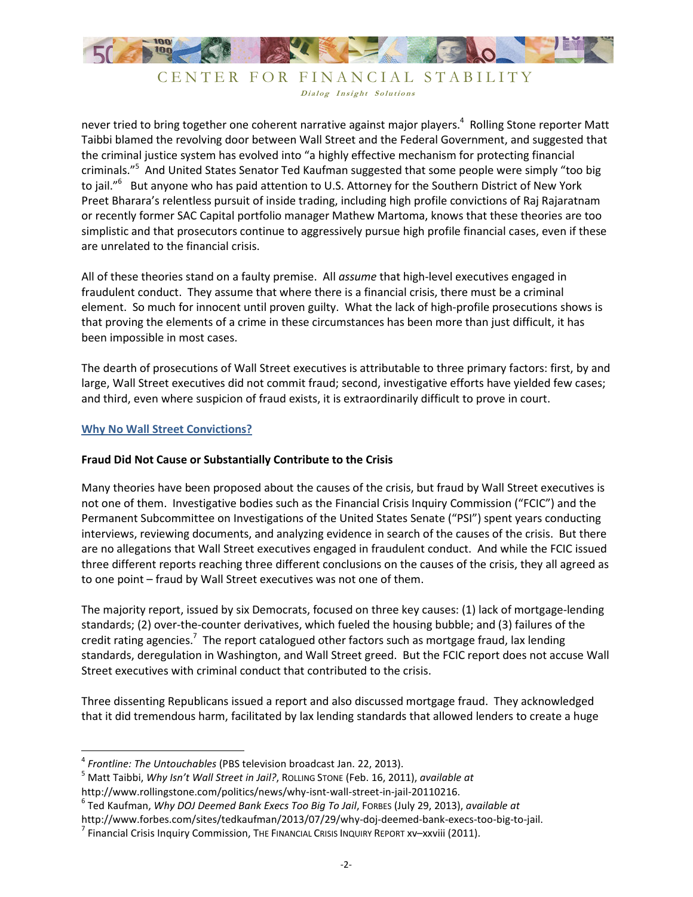never tried to bring together one coherent narrative against major players.[4] Rolling Stone reporter Matt Taibbi blamed the revolving door between Wall Street and the Federal Government, and suggested that the criminal justice system has evolved into "a highly effective mechanism for protecting financial criminals."[5] And United States Senator Ted Kaufman suggested that some people were simply "too big to jail."[6] But anyone who has paid attention to U.S. Attorney for the Southern District of New York Preet Bharara's relentless pursuit of inside trading, including high profile convictions of Raj Rajaratnam or recently former SAC Capital portfolio manager Mathew Martoma, knows that these theories are too simplistic and that prosecutors continue to aggressively pursue high profile financial cases, even if these are unrelated to the financial crisis.

All of these theories stand on a faulty premise. All *assume* that high-level executives engaged in fraudulent conduct. They assume that where there is a financial crisis, there must be a criminal element. So much for innocent until proven guilty. What the lack of high-profile prosecutions shows is that proving the elements of a crime in these circumstances has been more than just difficult, it has been impossible in most cases.

The dearth of prosecutions of Wall Street executives is attributable to three primary factors: first, by and large, Wall Street executives did not commit fraud; second, investigative efforts have yielded few cases; and third, even where suspicion of fraud exists, it is extraordinarily difficult to prove in court.

## Why No Wall Street Convictions?

### Fraud Did Not Cause or Substantially Contribute to the Crisis

Many theories have been proposed about the causes of the crisis, but fraud by Wall Street executives is not one of them. Investigative bodies such as the Financial Crisis Inquiry Commission ("FCIC") and the Permanent Subcommittee on Investigations of the United States Senate ("PSI") spent years conducting interviews, reviewing documents, and analyzing evidence in search of the causes of the crisis. But there are no allegations that Wall Street executives engaged in fraudulent conduct. And while the FCIC issued three different reports reaching three different conclusions on the causes of the crisis, they all agreed as to one point – fraud by Wall Street executives was not one of them.

The majority report, issued by six Democrats, focused on three key causes: (1) lack of mortgage-lending standards; (2) over-the-counter derivatives, which fueled the housing bubble; and (3) failures of the credit rating agencies.[7] The report catalogued other factors such as mortgage fraud, lax lending standards, deregulation in Washington, and Wall Street greed. But the FCIC report does not accuse Wall Street executives with criminal conduct that contributed to the crisis.

Three dissenting Republicans issued a report and also discussed mortgage fraud. They acknowledged that it did tremendous harm, facilitated by lax lending standards that allowed lenders to create a huge

---

[4] *Frontline: The Untouchables* (PBS television broadcast Jan. 22, 2013).

[5] Matt Taibbi, *Why Isn't Wall Street in Jail?*, ROLLING STONE (Feb. 16, 2011), *available at* http://www.rollingstone.com/politics/news/why-isnt-wall-street-in-jail-20110216.

[6] Ted Kaufman, *Why DOJ Deemed Bank Execs Too Big To Jail*, FORBES (July 29, 2013), *available at* http://www.forbes.com/sites/tedkaufman/2013/07/29/why-doj-deemed-bank-execs-too-big-to-jail.

[7] Financial Crisis Inquiry Commission, THE FINANCIAL CRISIS INQUIRY REPORT xv–xxviii (2011).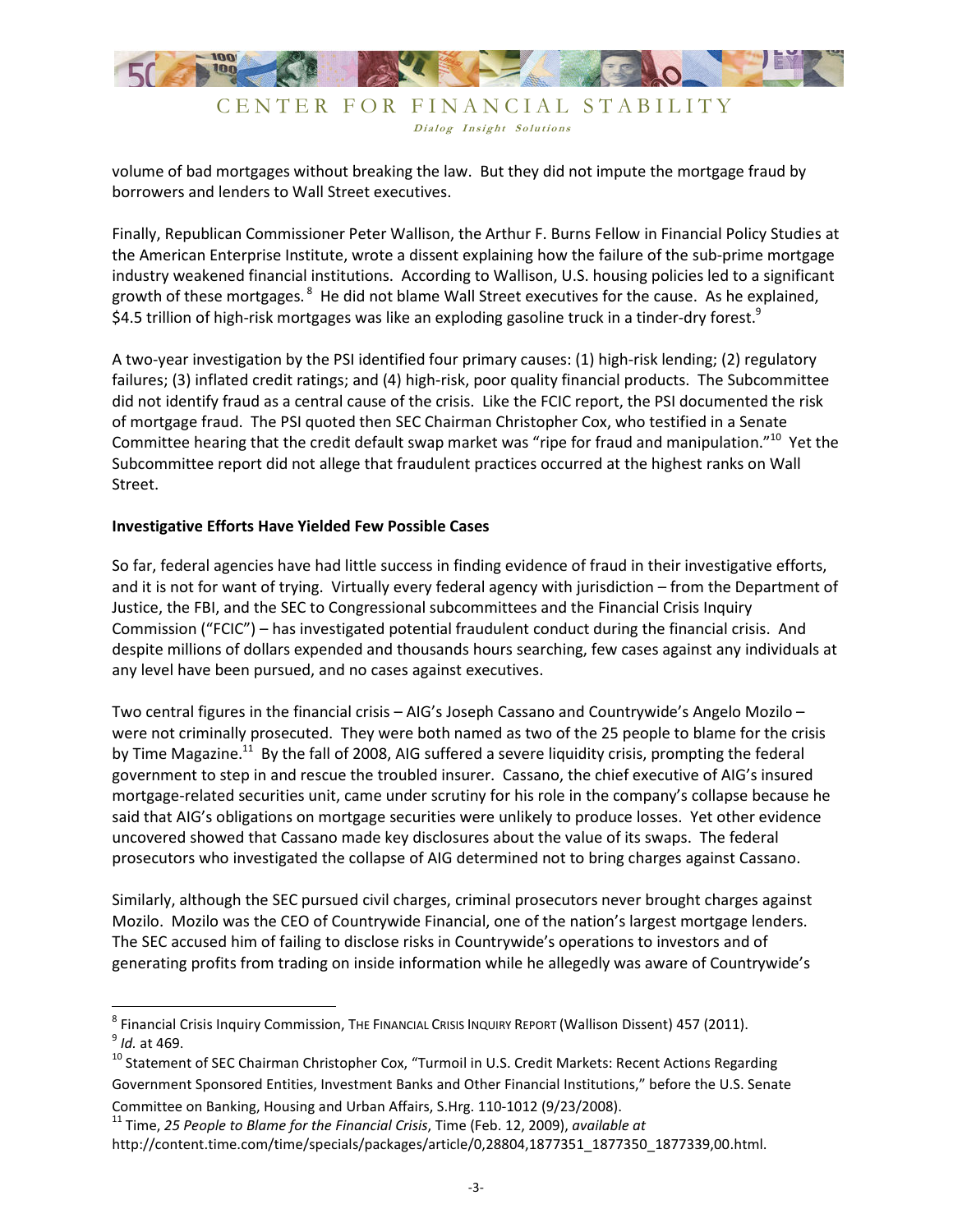volume of bad mortgages without breaking the law. But they did not impute the mortgage fraud by borrowers and lenders to Wall Street executives.

Finally, Republican Commissioner Peter Wallison, the Arthur F. Burns Fellow in Financial Policy Studies at the American Enterprise Institute, wrote a dissent explaining how the failure of the sub-prime mortgage industry weakened financial institutions. According to Wallison, U.S. housing policies led to a significant growth of these mortgages.[8] He did not blame Wall Street executives for the cause. As he explained, $4.5 trillion of high-risk mortgages was like an exploding gasoline truck in a tinder-dry forest.[9]

A two-year investigation by the PSI identified four primary causes: (1) high-risk lending; (2) regulatory failures; (3) inflated credit ratings; and (4) high-risk, poor quality financial products. The Subcommittee did not identify fraud as a central cause of the crisis. Like the FCIC report, the PSI documented the risk of mortgage fraud. The PSI quoted then SEC Chairman Christopher Cox, who testified in a Senate Committee hearing that the credit default swap market was "ripe for fraud and manipulation."[10] Yet the Subcommittee report did not allege that fraudulent practices occurred at the highest ranks on Wall Street.

**Investigative Efforts Have Yielded Few Possible Cases**

So far, federal agencies have had little success in finding evidence of fraud in their investigative efforts, and it is not for want of trying. Virtually every federal agency with jurisdiction – from the Department of Justice, the FBI, and the SEC to Congressional subcommittees and the Financial Crisis Inquiry Commission ("FCIC") – has investigated potential fraudulent conduct during the financial crisis. And despite millions of dollars expended and thousands hours searching, few cases against any individuals at any level have been pursued, and no cases against executives.

Two central figures in the financial crisis – AIG's Joseph Cassano and Countrywide's Angelo Mozilo – were not criminally prosecuted. They were both named as two of the 25 people to blame for the crisis by Time Magazine.[11] By the fall of 2008, AIG suffered a severe liquidity crisis, prompting the federal government to step in and rescue the troubled insurer. Cassano, the chief executive of AIG's insured mortgage-related securities unit, came under scrutiny for his role in the company's collapse because he said that AIG's obligations on mortgage securities were unlikely to produce losses. Yet other evidence uncovered showed that Cassano made key disclosures about the value of its swaps. The federal prosecutors who investigated the collapse of AIG determined not to bring charges against Cassano.

Similarly, although the SEC pursued civil charges, criminal prosecutors never brought charges against Mozilo. Mozilo was the CEO of Countrywide Financial, one of the nation's largest mortgage lenders. The SEC accused him of failing to disclose risks in Countrywide's operations to investors and of generating profits from trading on inside information while he allegedly was aware of Countrywide's

---

[8] Financial Crisis Inquiry Commission, THE FINANCIAL CRISIS INQUIRY REPORT (Wallison Dissent) 457 (2011).

[9] *Id.* at 469.

[10] Statement of SEC Chairman Christopher Cox, "Turmoil in U.S. Credit Markets: Recent Actions Regarding Government Sponsored Entities, Investment Banks and Other Financial Institutions," before the U.S. Senate Committee on Banking, Housing and Urban Affairs, S.Hrg. 110-1012 (9/23/2008).

[11] Time, *25 People to Blame for the Financial Crisis*, Time (Feb. 12, 2009), *available at* http://content.time.com/time/specials/packages/article/0,28804,1877351_1877350_1877339,00.html.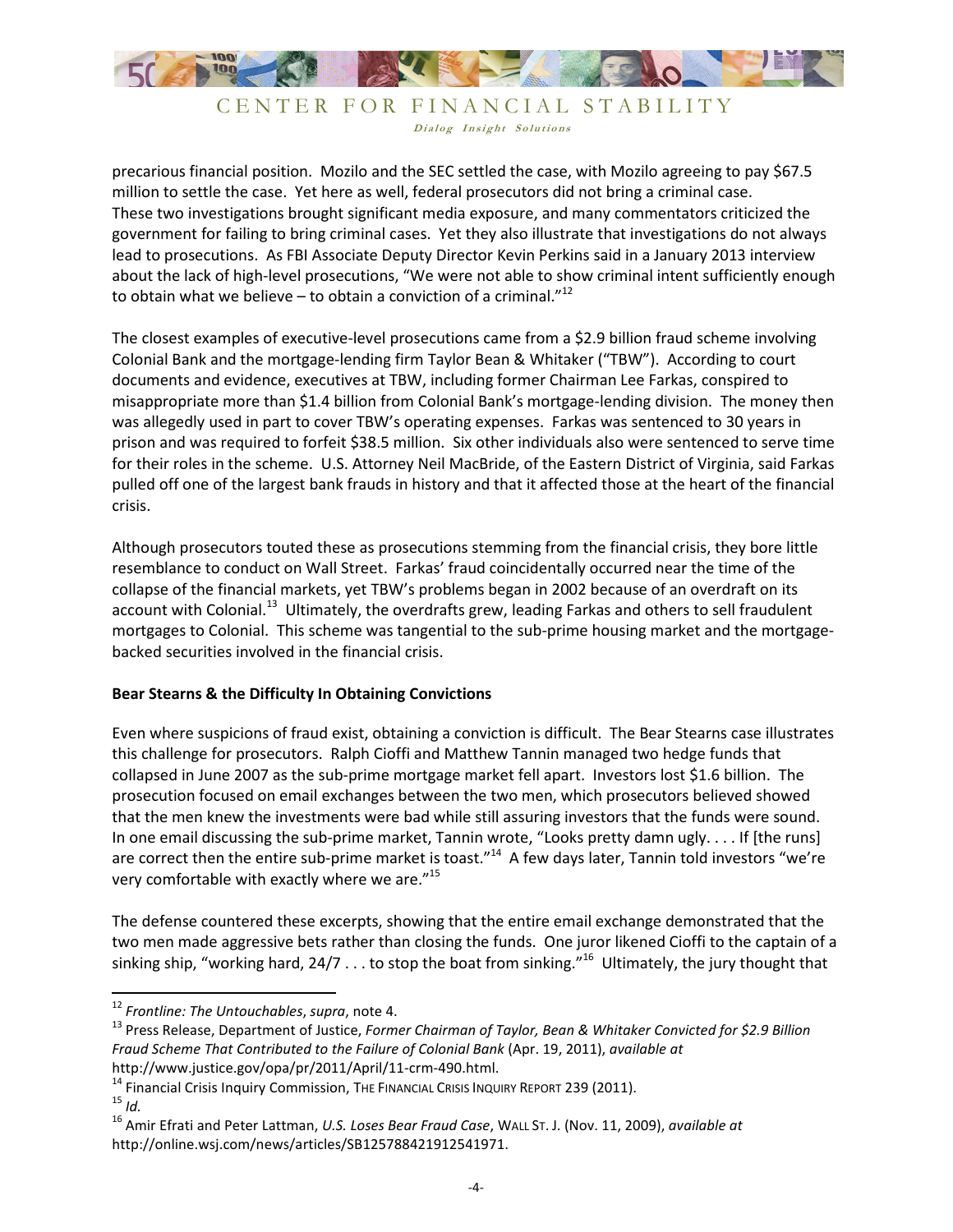precarious financial position. Mozilo and the SEC settled the case, with Mozilo agreeing to pay $67.5 million to settle the case. Yet here as well, federal prosecutors did not bring a criminal case. These two investigations brought significant media exposure, and many commentators criticized the government for failing to bring criminal cases. Yet they also illustrate that investigations do not always lead to prosecutions. As FBI Associate Deputy Director Kevin Perkins said in a January 2013 interview about the lack of high-level prosecutions, "We were not able to show criminal intent sufficiently enough to obtain what we believe – to obtain a conviction of a criminal."[12]

The closest examples of executive-level prosecutions came from a $2.9 billion fraud scheme involving Colonial Bank and the mortgage-lending firm Taylor Bean & Whitaker ("TBW"). According to court documents and evidence, executives at TBW, including former Chairman Lee Farkas, conspired to misappropriate more than $1.4 billion from Colonial Bank's mortgage-lending division. The money then was allegedly used in part to cover TBW's operating expenses. Farkas was sentenced to 30 years in prison and was required to forfeit $38.5 million. Six other individuals also were sentenced to serve time for their roles in the scheme. U.S. Attorney Neil MacBride, of the Eastern District of Virginia, said Farkas pulled off one of the largest bank frauds in history and that it affected those at the heart of the financial crisis.

Although prosecutors touted these as prosecutions stemming from the financial crisis, they bore little resemblance to conduct on Wall Street. Farkas' fraud coincidentally occurred near the time of the collapse of the financial markets, yet TBW's problems began in 2002 because of an overdraft on its account with Colonial.[13] Ultimately, the overdrafts grew, leading Farkas and others to sell fraudulent mortgages to Colonial. This scheme was tangential to the sub-prime housing market and the mortgage-backed securities involved in the financial crisis.

**Bear Stearns & the Difficulty In Obtaining Convictions**

Even where suspicions of fraud exist, obtaining a conviction is difficult. The Bear Stearns case illustrates this challenge for prosecutors. Ralph Cioffi and Matthew Tannin managed two hedge funds that collapsed in June 2007 as the sub-prime mortgage market fell apart. Investors lost $1.6 billion. The prosecution focused on email exchanges between the two men, which prosecutors believed showed that the men knew the investments were bad while still assuring investors that the funds were sound. In one email discussing the sub-prime market, Tannin wrote, "Looks pretty damn ugly. . . . If [the runs] are correct then the entire sub-prime market is toast."[14] A few days later, Tannin told investors "we're very comfortable with exactly where we are."[15]

The defense countered these excerpts, showing that the entire email exchange demonstrated that the two men made aggressive bets rather than closing the funds. One juror likened Cioffi to the captain of a sinking ship, "working hard, 24/7 . . . to stop the boat from sinking."[16] Ultimately, the jury thought that

---

[12] *Frontline: The Untouchables*, *supra*, note 4.

[13] Press Release, Department of Justice, *Former Chairman of Taylor, Bean & Whitaker Convicted for $2.9 Billion Fraud Scheme That Contributed to the Failure of Colonial Bank* (Apr. 19, 2011), *available at* http://www.justice.gov/opa/pr/2011/April/11-crm-490.html.

[14] Financial Crisis Inquiry Commission, THE FINANCIAL CRISIS INQUIRY REPORT 239 (2011).

[15] *Id.*

[16] Amir Efrati and Peter Lattman, *U.S. Loses Bear Fraud Case*, WALL ST. J. (Nov. 11, 2009), *available at* http://online.wsj.com/news/articles/SB125788421912541971.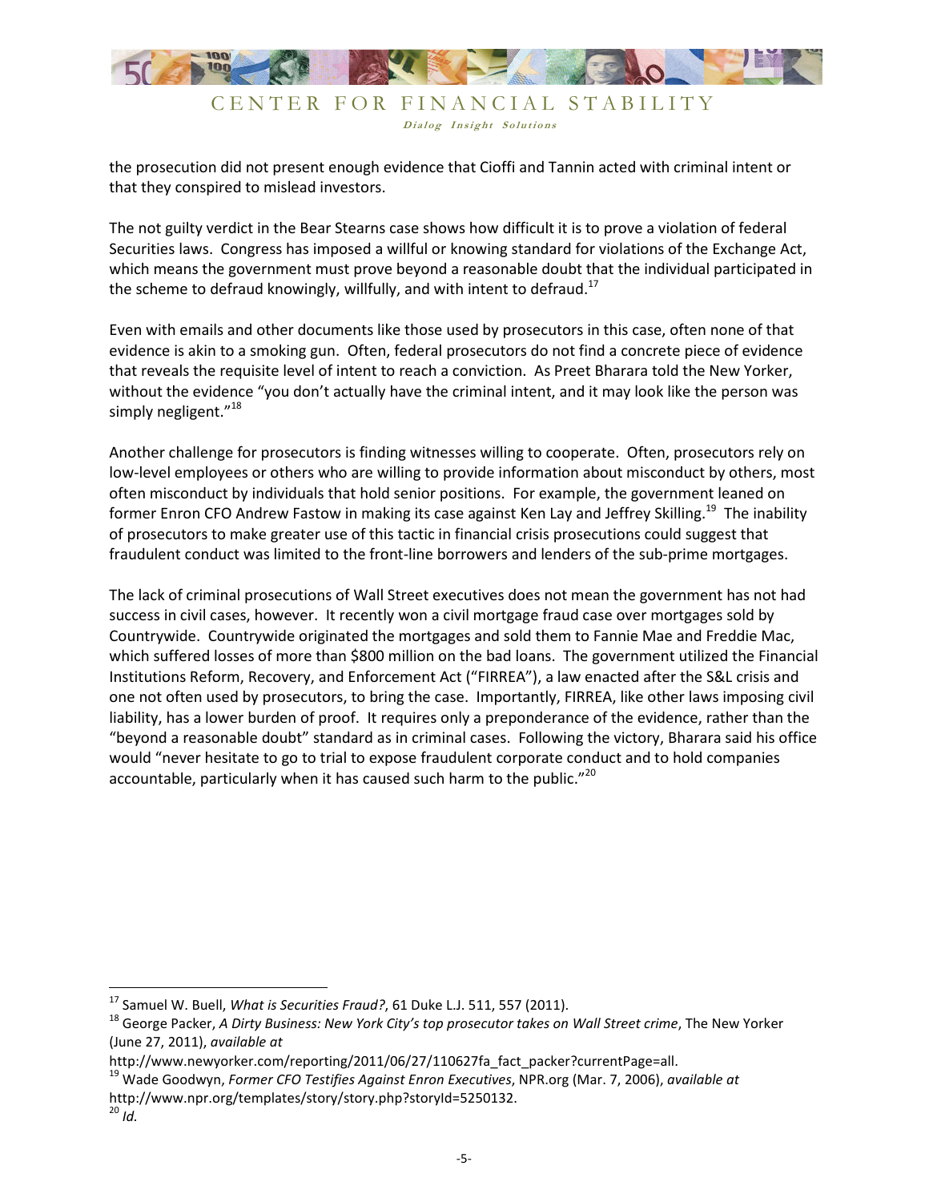the prosecution did not present enough evidence that Cioffi and Tannin acted with criminal intent or that they conspired to mislead investors.

The not guilty verdict in the Bear Stearns case shows how difficult it is to prove a violation of federal Securities laws. Congress has imposed a willful or knowing standard for violations of the Exchange Act, which means the government must prove beyond a reasonable doubt that the individual participated in the scheme to defraud knowingly, willfully, and with intent to defraud.[17]

Even with emails and other documents like those used by prosecutors in this case, often none of that evidence is akin to a smoking gun. Often, federal prosecutors do not find a concrete piece of evidence that reveals the requisite level of intent to reach a conviction. As Preet Bharara told the New Yorker, without the evidence "you don't actually have the criminal intent, and it may look like the person was simply negligent."[18]

Another challenge for prosecutors is finding witnesses willing to cooperate. Often, prosecutors rely on low-level employees or others who are willing to provide information about misconduct by others, most often misconduct by individuals that hold senior positions. For example, the government leaned on former Enron CFO Andrew Fastow in making its case against Ken Lay and Jeffrey Skilling.[19] The inability of prosecutors to make greater use of this tactic in financial crisis prosecutions could suggest that fraudulent conduct was limited to the front-line borrowers and lenders of the sub-prime mortgages.

The lack of criminal prosecutions of Wall Street executives does not mean the government has not had success in civil cases, however. It recently won a civil mortgage fraud case over mortgages sold by Countrywide. Countrywide originated the mortgages and sold them to Fannie Mae and Freddie Mac, which suffered losses of more than $800 million on the bad loans. The government utilized the Financial Institutions Reform, Recovery, and Enforcement Act ("FIRREA"), a law enacted after the S&L crisis and one not often used by prosecutors, to bring the case. Importantly, FIRREA, like other laws imposing civil liability, has a lower burden of proof. It requires only a preponderance of the evidence, rather than the "beyond a reasonable doubt" standard as in criminal cases. Following the victory, Bharara said his office would "never hesitate to go to trial to expose fraudulent corporate conduct and to hold companies accountable, particularly when it has caused such harm to the public."[20]

---

[17] Samuel W. Buell, *What is Securities Fraud?*, 61 Duke L.J. 511, 557 (2011).

[18] George Packer, *A Dirty Business: New York City's top prosecutor takes on Wall Street crime*, The New Yorker (June 27, 2011), *available at* http://www.newyorker.com/reporting/2011/06/27/110627fa_fact_packer?currentPage=all.

[19] Wade Goodwyn, *Former CFO Testifies Against Enron Executives*, NPR.org (Mar. 7, 2006), *available at* http://www.npr.org/templates/story/story.php?storyId=5250132.

[20] *Id.*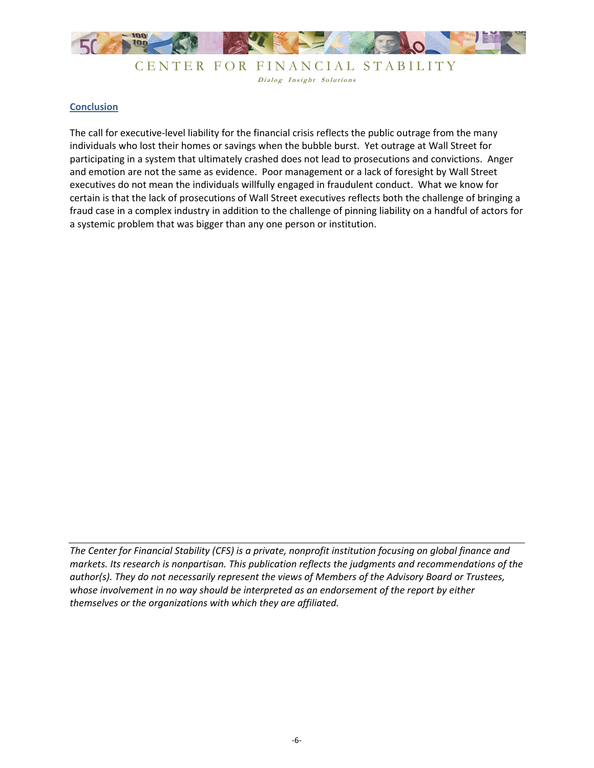## Conclusion

The call for executive-level liability for the financial crisis reflects the public outrage from the many individuals who lost their homes or savings when the bubble burst. Yet outrage at Wall Street for participating in a system that ultimately crashed does not lead to prosecutions and convictions. Anger and emotion are not the same as evidence. Poor management or a lack of foresight by Wall Street executives do not mean the individuals willfully engaged in fraudulent conduct. What we know for certain is that the lack of prosecutions of Wall Street executives reflects both the challenge of bringing a fraud case in a complex industry in addition to the challenge of pinning liability on a handful of actors for a systemic problem that was bigger than any one person or institution.

---

*The Center for Financial Stability (CFS) is a private, nonprofit institution focusing on global finance and markets. Its research is nonpartisan. This publication reflects the judgments and recommendations of the author(s). They do not necessarily represent the views of Members of the Advisory Board or Trustees, whose involvement in no way should be interpreted as an endorsement of the report by either themselves or the organizations with which they are affiliated.*